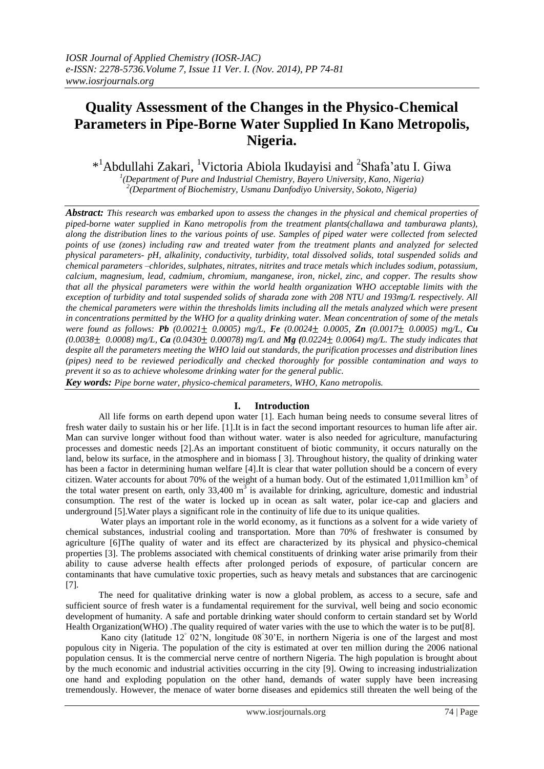# Quality Assessment of the Changes in the Physico-Chemical Parameters in Pipe-Borne Water Supplied In Kano Metropolis, Nigeria.

*[1]Abdullahi Zakari, [1]Victoria Abiola Ikudayisi and [2]Shafa'atu I. Giwa

*[1](Department of Pure and Industrial Chemistry, Bayero University, Kano, Nigeria)*
*[2](Department of Biochemistry, Usmanu Danfodiyo University, Sokoto, Nigeria)*

***Abstract:*** *This research was embarked upon to assess the changes in the physical and chemical properties of piped-borne water supplied in Kano metropolis from the treatment plants(challawa and tamburawa plants), along the distribution lines to the various points of use. Samples of piped water were collected from selected points of use (zones) including raw and treated water from the treatment plants and analyzed for selected physical parameters- pH, alkalinity, conductivity, turbidity, total dissolved solids, total suspended solids and chemical parameters –chlorides, sulphates, nitrates, nitrites and trace metals which includes sodium, potassium, calcium, magnesium, lead, cadmium, chromium, manganese, iron, nickel, zinc, and copper. The results show that all the physical parameters were within the world health organization WHO acceptable limits with the exception of turbidity and total suspended solids of sharada zone with 208 NTU and 193mg/L respectively. All the chemical parameters were within the thresholds limits including all the metals analyzed which were present in concentrations permitted by the WHO for a quality drinking water. Mean concentration of some of the metals were found as follows:* ***Pb*** *(0.0021± 0.0005) mg/L,* ***Fe*** *(0.0024± 0.0005,* ***Zn*** *(0.0017± 0.0005) mg/L,* ***Cu*** *(0.0038± 0.0008) mg/L,* ***Ca*** *(0.0430± 0.00078) mg/L and* ***Mg*** *(0.0224± 0.0064) mg/L. The study indicates that despite all the parameters meeting the WHO laid out standards, the purification processes and distribution lines (pipes) need to be reviewed periodically and checked thoroughly for possible contamination and ways to prevent it so as to achieve wholesome drinking water for the general public.*

***Key words:*** *Pipe borne water, physico-chemical parameters, WHO, Kano metropolis.*

## I. Introduction

All life forms on earth depend upon water [1]. Each human being needs to consume several litres of fresh water daily to sustain his or her life. [1].It is in fact the second important resources to human life after air. Man can survive longer without food than without water. water is also needed for agriculture, manufacturing processes and domestic needs [2].As an important constituent of biotic community, it occurs naturally on the land, below its surface, in the atmosphere and in biomass [ 3]. Throughout history, the quality of drinking water has been a factor in determining human welfare [4].It is clear that water pollution should be a concern of every citizen. Water accounts for about 70% of the weight of a human body. Out of the estimated 1,011million $km^3$ of the total water present on earth, only 33,400 $m^3$ is available for drinking, agriculture, domestic and industrial consumption. The rest of the water is locked up in ocean as salt water, polar ice-cap and glaciers and underground [5].Water plays a significant role in the continuity of life due to its unique qualities.

Water plays an important role in the world economy, as it functions as a solvent for a wide variety of chemical substances, industrial cooling and transportation. More than 70% of freshwater is consumed by agriculture [6]The quality of water and its effect are characterized by its physical and physico-chemical properties [3]. The problems associated with chemical constituents of drinking water arise primarily from their ability to cause adverse health effects after prolonged periods of exposure, of particular concern are contaminants that have cumulative toxic properties, such as heavy metals and substances that are carcinogenic [7].

The need for qualitative drinking water is now a global problem, as access to a secure, safe and sufficient source of fresh water is a fundamental requirement for the survival, well being and socio economic development of humanity. A safe and portable drinking water should conform to certain standard set by World Health Organization(WHO) .The quality required of water varies with the use to which the water is to be put[8].

Kano city (latitude 12° 02'N, longitude 08°30'E, in northern Nigeria is one of the largest and most populous city in Nigeria. The population of the city is estimated at over ten million during the 2006 national population census. It is the commercial nerve centre of northern Nigeria. The high population is brought about by the much economic and industrial activities occurring in the city [9]. Owing to increasing industrialization one hand and exploding population on the other hand, demands of water supply have been increasing tremendously. However, the menace of water borne diseases and epidemics still threaten the well being of the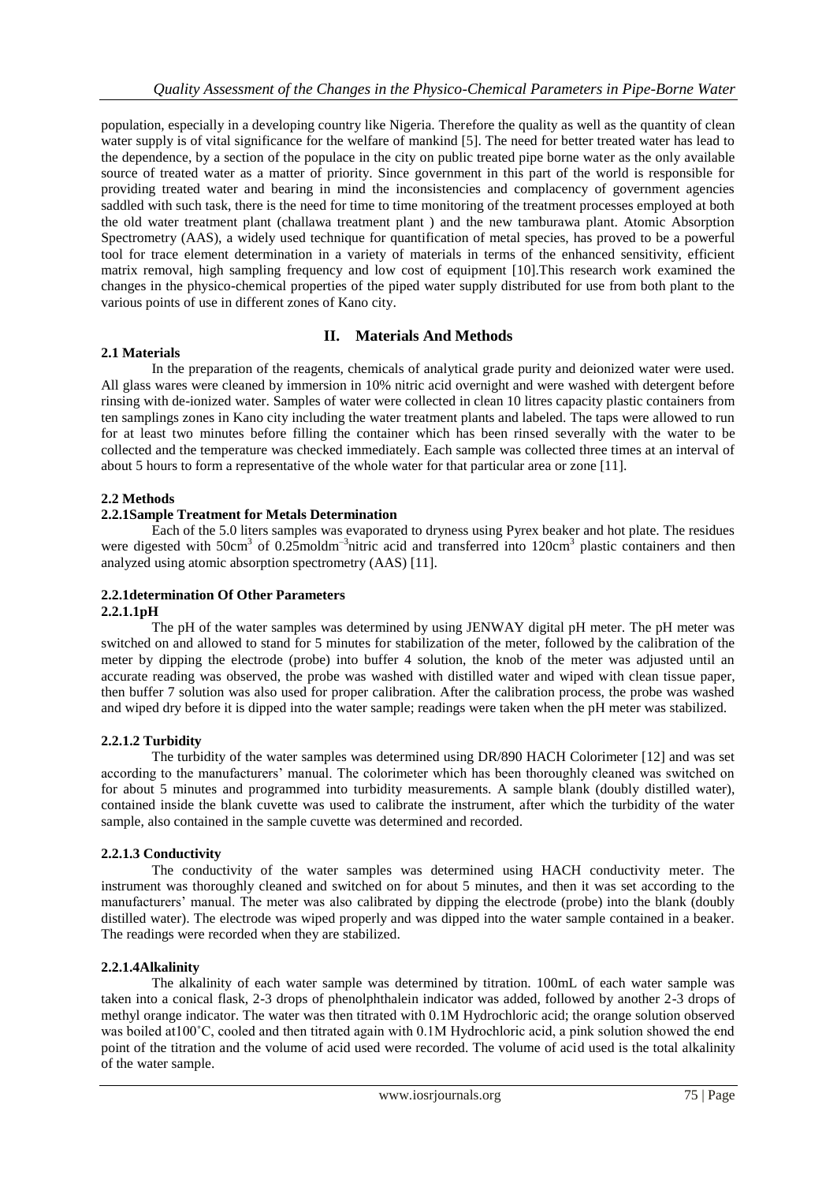population, especially in a developing country like Nigeria. Therefore the quality as well as the quantity of clean water supply is of vital significance for the welfare of mankind [5]. The need for better treated water has lead to the dependence, by a section of the populace in the city on public treated pipe borne water as the only available source of treated water as a matter of priority. Since government in this part of the world is responsible for providing treated water and bearing in mind the inconsistencies and complacency of government agencies saddled with such task, there is the need for time to time monitoring of the treatment processes employed at both the old water treatment plant (challawa treatment plant ) and the new tamburawa plant. Atomic Absorption Spectrometry (AAS), a widely used technique for quantification of metal species, has proved to be a powerful tool for trace element determination in a variety of materials in terms of the enhanced sensitivity, efficient matrix removal, high sampling frequency and low cost of equipment [10].This research work examined the changes in the physico-chemical properties of the piped water supply distributed for use from both plant to the various points of use in different zones of Kano city.

## II. Materials And Methods

### 2.1 Materials

In the preparation of the reagents, chemicals of analytical grade purity and deionized water were used. All glass wares were cleaned by immersion in 10% nitric acid overnight and were washed with detergent before rinsing with de-ionized water. Samples of water were collected in clean 10 litres capacity plastic containers from ten samplings zones in Kano city including the water treatment plants and labeled. The taps were allowed to run for at least two minutes before filling the container which has been rinsed severally with the water to be collected and the temperature was checked immediately. Each sample was collected three times at an interval of about 5 hours to form a representative of the whole water for that particular area or zone [11].

### 2.2 Methods

#### 2.2.1Sample Treatment for Metals Determination

Each of the 5.0 liters samples was evaporated to dryness using Pyrex beaker and hot plate. The residues were digested with $50cm^3$ of $0.25moldm^{-3}$nitric acid and transferred into $120cm^3$ plastic containers and then analyzed using atomic absorption spectrometry (AAS) [11].

#### 2.2.1determination Of Other Parameters

##### 2.2.1.1pH

The pH of the water samples was determined by using JENWAY digital pH meter. The pH meter was switched on and allowed to stand for 5 minutes for stabilization of the meter, followed by the calibration of the meter by dipping the electrode (probe) into buffer 4 solution, the knob of the meter was adjusted until an accurate reading was observed, the probe was washed with distilled water and wiped with clean tissue paper, then buffer 7 solution was also used for proper calibration. After the calibration process, the probe was washed and wiped dry before it is dipped into the water sample; readings were taken when the pH meter was stabilized.

##### 2.2.1.2 Turbidity

The turbidity of the water samples was determined using DR/890 HACH Colorimeter [12] and was set according to the manufacturers' manual. The colorimeter which has been thoroughly cleaned was switched on for about 5 minutes and programmed into turbidity measurements. A sample blank (doubly distilled water), contained inside the blank cuvette was used to calibrate the instrument, after which the turbidity of the water sample, also contained in the sample cuvette was determined and recorded.

##### 2.2.1.3 Conductivity

The conductivity of the water samples was determined using HACH conductivity meter. The instrument was thoroughly cleaned and switched on for about 5 minutes, and then it was set according to the manufacturers' manual. The meter was also calibrated by dipping the electrode (probe) into the blank (doubly distilled water). The electrode was wiped properly and was dipped into the water sample contained in a beaker. The readings were recorded when they are stabilized.

##### 2.2.1.4Alkalinity

The alkalinity of each water sample was determined by titration. 100mL of each water sample was taken into a conical flask, 2-3 drops of phenolphthalein indicator was added, followed by another 2-3 drops of methyl orange indicator. The water was then titrated with 0.1M Hydrochloric acid; the orange solution observed was boiled at100˚C, cooled and then titrated again with 0.1M Hydrochloric acid, a pink solution showed the end point of the titration and the volume of acid used were recorded. The volume of acid used is the total alkalinity of the water sample.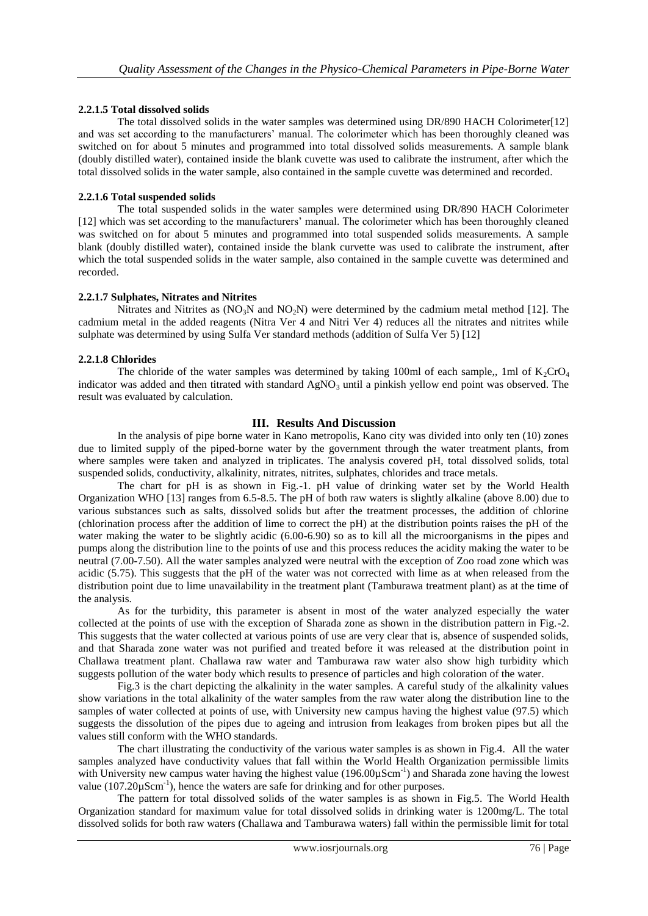### 2.2.1.5 Total dissolved solids

The total dissolved solids in the water samples was determined using DR/890 HACH Colorimeter[12] and was set according to the manufacturers' manual. The colorimeter which has been thoroughly cleaned was switched on for about 5 minutes and programmed into total dissolved solids measurements. A sample blank (doubly distilled water), contained inside the blank cuvette was used to calibrate the instrument, after which the total dissolved solids in the water sample, also contained in the sample cuvette was determined and recorded.

### 2.2.1.6 Total suspended solids

The total suspended solids in the water samples were determined using DR/890 HACH Colorimeter [12] which was set according to the manufacturers' manual. The colorimeter which has been thoroughly cleaned was switched on for about 5 minutes and programmed into total suspended solids measurements. A sample blank (doubly distilled water), contained inside the blank curvette was used to calibrate the instrument, after which the total suspended solids in the water sample, also contained in the sample cuvette was determined and recorded.

### 2.2.1.7 Sulphates, Nitrates and Nitrites

Nitrates and Nitrites as ($NO_3N$ and $NO_2N$) were determined by the cadmium metal method [12]. The cadmium metal in the added reagents (Nitra Ver 4 and Nitri Ver 4) reduces all the nitrates and nitrites while sulphate was determined by using Sulfa Ver standard methods (addition of Sulfa Ver 5) [12]

### 2.2.1.8 Chlorides

The chloride of the water samples was determined by taking 100ml of each sample,, 1ml of $K_2CrO_4$ indicator was added and then titrated with standard $AgNO_3$ until a pinkish yellow end point was observed. The result was evaluated by calculation.

## III. Results And Discussion

In the analysis of pipe borne water in Kano metropolis, Kano city was divided into only ten (10) zones due to limited supply of the piped-borne water by the government through the water treatment plants, from where samples were taken and analyzed in triplicates. The analysis covered pH, total dissolved solids, total suspended solids, conductivity, alkalinity, nitrates, nitrites, sulphates, chlorides and trace metals.

The chart for pH is as shown in Fig.-1. pH value of drinking water set by the World Health Organization WHO [13] ranges from 6.5-8.5. The pH of both raw waters is slightly alkaline (above 8.00) due to various substances such as salts, dissolved solids but after the treatment processes, the addition of chlorine (chlorination process after the addition of lime to correct the pH) at the distribution points raises the pH of the water making the water to be slightly acidic (6.00-6.90) so as to kill all the microorganisms in the pipes and pumps along the distribution line to the points of use and this process reduces the acidity making the water to be neutral (7.00-7.50). All the water samples analyzed were neutral with the exception of Zoo road zone which was acidic (5.75). This suggests that the pH of the water was not corrected with lime as at when released from the distribution point due to lime unavailability in the treatment plant (Tamburawa treatment plant) as at the time of the analysis.

As for the turbidity, this parameter is absent in most of the water analyzed especially the water collected at the points of use with the exception of Sharada zone as shown in the distribution pattern in Fig.-2. This suggests that the water collected at various points of use are very clear that is, absence of suspended solids, and that Sharada zone water was not purified and treated before it was released at the distribution point in Challawa treatment plant. Challawa raw water and Tamburawa raw water also show high turbidity which suggests pollution of the water body which results to presence of particles and high coloration of the water.

Fig.3 is the chart depicting the alkalinity in the water samples. A careful study of the alkalinity values show variations in the total alkalinity of the water samples from the raw water along the distribution line to the samples of water collected at points of use, with University new campus having the highest value (97.5) which suggests the dissolution of the pipes due to ageing and intrusion from leakages from broken pipes but all the values still conform with the WHO standards.

The chart illustrating the conductivity of the various water samples is as shown in Fig.4. All the water samples analyzed have conductivity values that fall within the World Health Organization permissible limits with University new campus water having the highest value ($196.00\mu Scm^{-1}$) and Sharada zone having the lowest value ($107.20\mu Scm^{-1}$), hence the waters are safe for drinking and for other purposes.

The pattern for total dissolved solids of the water samples is as shown in Fig.5. The World Health Organization standard for maximum value for total dissolved solids in drinking water is 1200mg/L. The total dissolved solids for both raw waters (Challawa and Tamburawa waters) fall within the permissible limit for total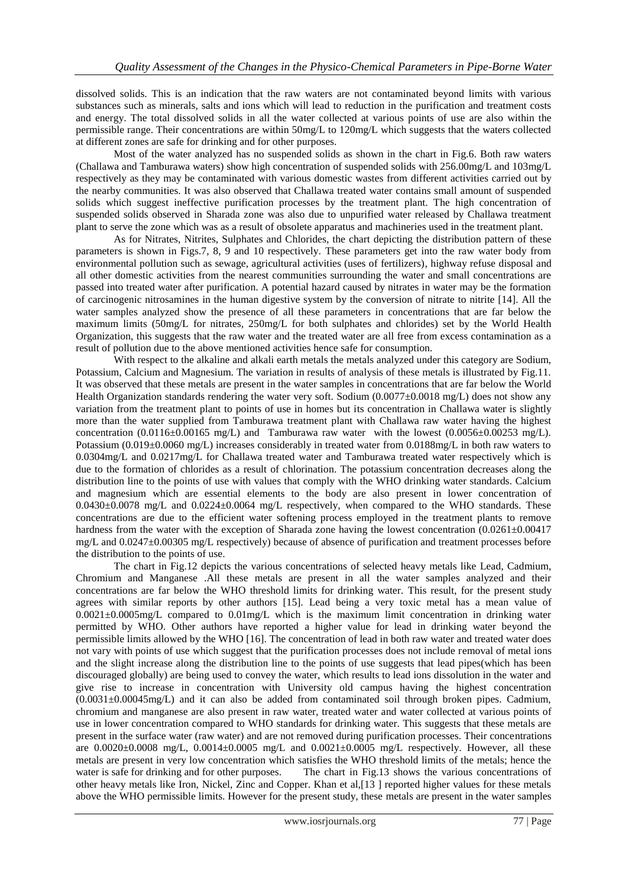dissolved solids. This is an indication that the raw waters are not contaminated beyond limits with various substances such as minerals, salts and ions which will lead to reduction in the purification and treatment costs and energy. The total dissolved solids in all the water collected at various points of use are also within the permissible range. Their concentrations are within 50mg/L to 120mg/L which suggests that the waters collected at different zones are safe for drinking and for other purposes.

Most of the water analyzed has no suspended solids as shown in the chart in Fig.6. Both raw waters (Challawa and Tamburawa waters) show high concentration of suspended solids with 256.00mg/L and 103mg/L respectively as they may be contaminated with various domestic wastes from different activities carried out by the nearby communities. It was also observed that Challawa treated water contains small amount of suspended solids which suggest ineffective purification processes by the treatment plant. The high concentration of suspended solids observed in Sharada zone was also due to unpurified water released by Challawa treatment plant to serve the zone which was as a result of obsolete apparatus and machineries used in the treatment plant.

As for Nitrates, Nitrites, Sulphates and Chlorides, the chart depicting the distribution pattern of these parameters is shown in Figs.7, 8, 9 and 10 respectively. These parameters get into the raw water body from environmental pollution such as sewage, agricultural activities (uses of fertilizers), highway refuse disposal and all other domestic activities from the nearest communities surrounding the water and small concentrations are passed into treated water after purification. A potential hazard caused by nitrates in water may be the formation of carcinogenic nitrosamines in the human digestive system by the conversion of nitrate to nitrite [14]. All the water samples analyzed show the presence of all these parameters in concentrations that are far below the maximum limits (50mg/L for nitrates, 250mg/L for both sulphates and chlorides) set by the World Health Organization, this suggests that the raw water and the treated water are all free from excess contamination as a result of pollution due to the above mentioned activities hence safe for consumption.

With respect to the alkaline and alkali earth metals the metals analyzed under this category are Sodium, Potassium, Calcium and Magnesium. The variation in results of analysis of these metals is illustrated by Fig.11. It was observed that these metals are present in the water samples in concentrations that are far below the World Health Organization standards rendering the water very soft. Sodium (0.0077±0.0018 mg/L) does not show any variation from the treatment plant to points of use in homes but its concentration in Challawa water is slightly more than the water supplied from Tamburawa treatment plant with Challawa raw water having the highest concentration (0.0116±0.00165 mg/L) and Tamburawa raw water with the lowest (0.0056±0.00253 mg/L). Potassium (0.019±0.0060 mg/L) increases considerably in treated water from 0.0188mg/L in both raw waters to 0.0304mg/L and 0.0217mg/L for Challawa treated water and Tamburawa treated water respectively which is due to the formation of chlorides as a result of chlorination. The potassium concentration decreases along the distribution line to the points of use with values that comply with the WHO drinking water standards. Calcium and magnesium which are essential elements to the body are also present in lower concentration of 0.0430±0.0078 mg/L and 0.0224±0.0064 mg/L respectively, when compared to the WHO standards. These concentrations are due to the efficient water softening process employed in the treatment plants to remove hardness from the water with the exception of Sharada zone having the lowest concentration (0.0261±0.00417 mg/L and 0.0247±0.00305 mg/L respectively) because of absence of purification and treatment processes before the distribution to the points of use.

The chart in Fig.12 depicts the various concentrations of selected heavy metals like Lead, Cadmium, Chromium and Manganese .All these metals are present in all the water samples analyzed and their concentrations are far below the WHO threshold limits for drinking water. This result, for the present study agrees with similar reports by other authors [15]. Lead being a very toxic metal has a mean value of 0.0021±0.0005mg/L compared to 0.01mg/L which is the maximum limit concentration in drinking water permitted by WHO. Other authors have reported a higher value for lead in drinking water beyond the permissible limits allowed by the WHO [16]. The concentration of lead in both raw water and treated water does not vary with points of use which suggest that the purification processes does not include removal of metal ions and the slight increase along the distribution line to the points of use suggests that lead pipes(which has been discouraged globally) are being used to convey the water, which results to lead ions dissolution in the water and give rise to increase in concentration with University old campus having the highest concentration (0.0031±0.00045mg/L) and it can also be added from contaminated soil through broken pipes. Cadmium, chromium and manganese are also present in raw water, treated water and water collected at various points of use in lower concentration compared to WHO standards for drinking water. This suggests that these metals are present in the surface water (raw water) and are not removed during purification processes. Their concentrations are 0.0020±0.0008 mg/L, 0.0014±0.0005 mg/L and 0.0021±0.0005 mg/L respectively. However, all these metals are present in very low concentration which satisfies the WHO threshold limits of the metals; hence the water is safe for drinking and for other purposes. The chart in Fig.13 shows the various concentrations of other heavy metals like Iron, Nickel, Zinc and Copper. Khan et al,[13 ] reported higher values for these metals above the WHO permissible limits. However for the present study, these metals are present in the water samples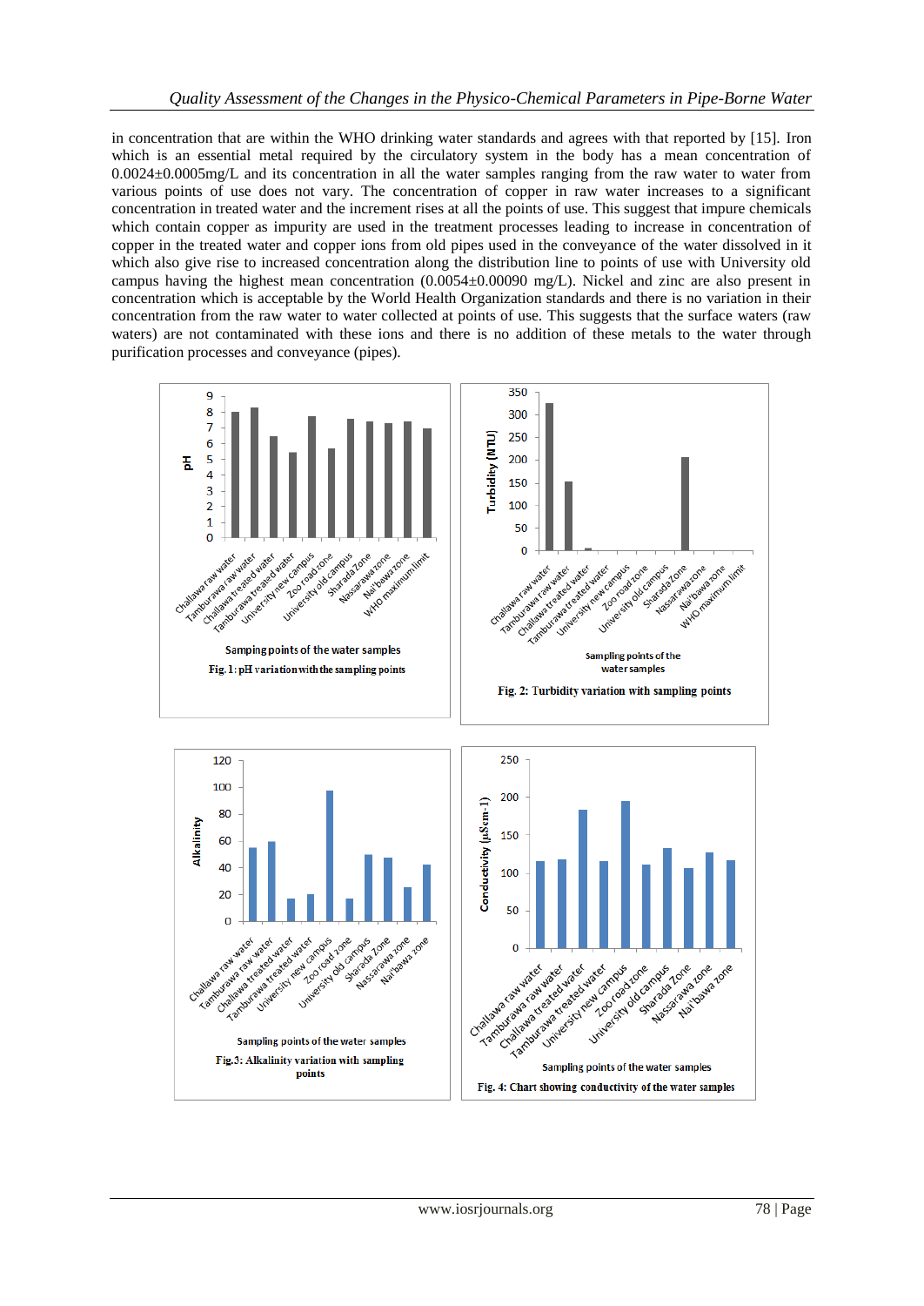in concentration that are within the WHO drinking water standards and agrees with that reported by [15]. Iron which is an essential metal required by the circulatory system in the body has a mean concentration of 0.0024±0.0005mg/L and its concentration in all the water samples ranging from the raw water to water from various points of use does not vary. The concentration of copper in raw water increases to a significant concentration in treated water and the increment rises at all the points of use. This suggest that impure chemicals which contain copper as impurity are used in the treatment processes leading to increase in concentration of copper in the treated water and copper ions from old pipes used in the conveyance of the water dissolved in it which also give rise to increased concentration along the distribution line to points of use with University old campus having the highest mean concentration (0.0054±0.00090 mg/L). Nickel and zinc are also present in concentration which is acceptable by the World Health Organization standards and there is no variation in their concentration from the raw water to water collected at points of use. This suggests that the surface waters (raw waters) are not contaminated with these ions and there is no addition of these metals to the water through purification processes and conveyance (pipes).

Samping points of the water samples

Fig. 1: pH variation with the sampling points

Sampling points of the water samples

Fig. 2: Turbidity variation with sampling points

Sampling points of the water samples

Fig.3: Alkalinity variation with sampling points

Sampling points of the water samples

Fig. 4: Chart showing conductivity of the water samples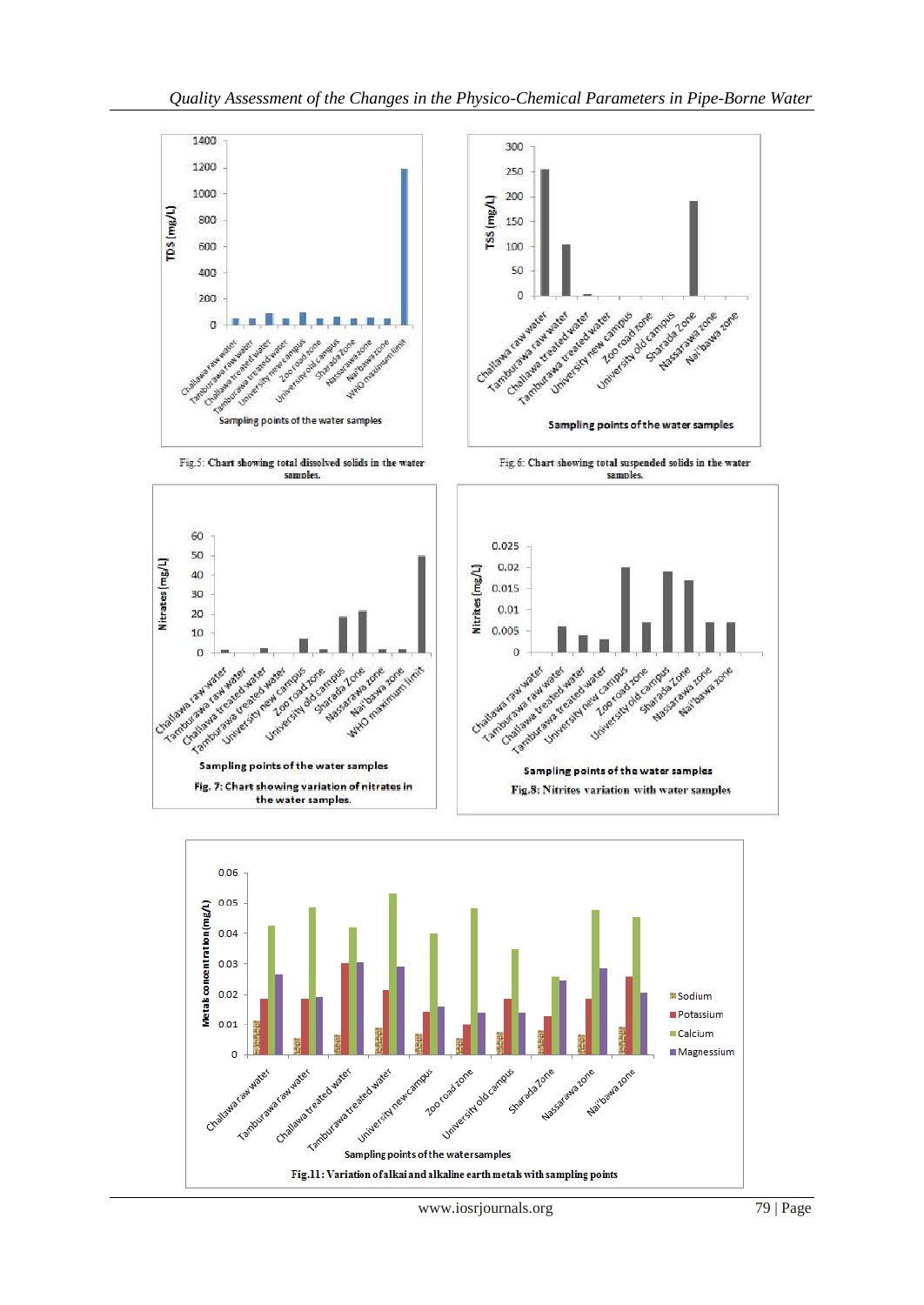Fig.5: Chart showing total dissolved solids in the water samples.

Fig.6: Chart showing total suspended solids in the water samples.

Fig. 7: Chart showing variation of nitrates in the water samples.

Fig.8: Nitrites variation with water samples

Fig.11: Variation of alkai and alkaline earth metals with sampling points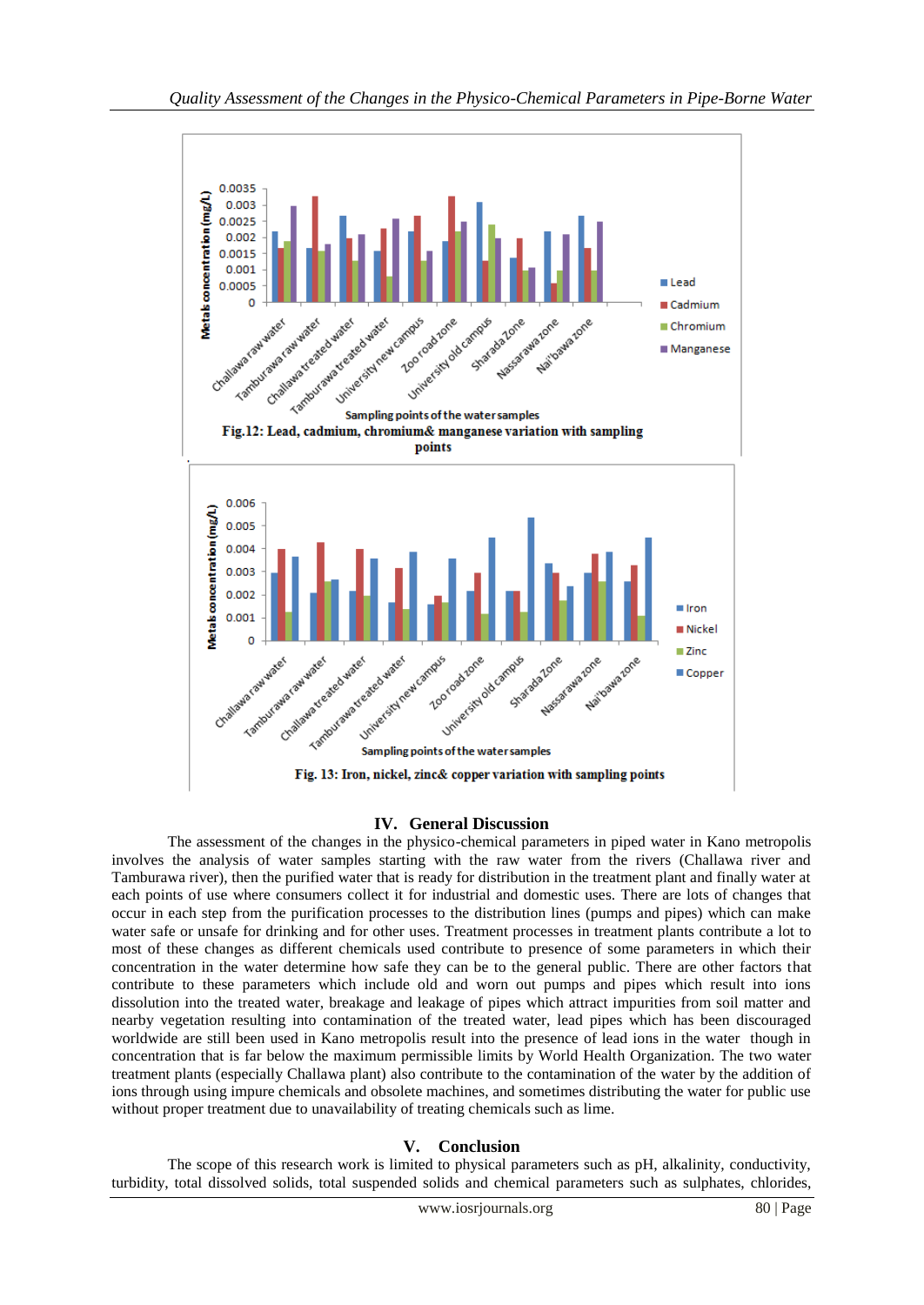Fig.12: Lead, cadmium, chromium& manganese variation with sampling points

Fig. 13: Iron, nickel, zinc& copper variation with sampling points

## IV. General Discussion

The assessment of the changes in the physico-chemical parameters in piped water in Kano metropolis involves the analysis of water samples starting with the raw water from the rivers (Challawa river and Tamburawa river), then the purified water that is ready for distribution in the treatment plant and finally water at each points of use where consumers collect it for industrial and domestic uses. There are lots of changes that occur in each step from the purification processes to the distribution lines (pumps and pipes) which can make water safe or unsafe for drinking and for other uses. Treatment processes in treatment plants contribute a lot to most of these changes as different chemicals used contribute to presence of some parameters in which their concentration in the water determine how safe they can be to the general public. There are other factors that contribute to these parameters which include old and worn out pumps and pipes which result into ions dissolution into the treated water, breakage and leakage of pipes which attract impurities from soil matter and nearby vegetation resulting into contamination of the treated water, lead pipes which has been discouraged worldwide are still been used in Kano metropolis result into the presence of lead ions in the water though in concentration that is far below the maximum permissible limits by World Health Organization. The two water treatment plants (especially Challawa plant) also contribute to the contamination of the water by the addition of ions through using impure chemicals and obsolete machines, and sometimes distributing the water for public use without proper treatment due to unavailability of treating chemicals such as lime.

## V. Conclusion

The scope of this research work is limited to physical parameters such as pH, alkalinity, conductivity, turbidity, total dissolved solids, total suspended solids and chemical parameters such as sulphates, chlorides,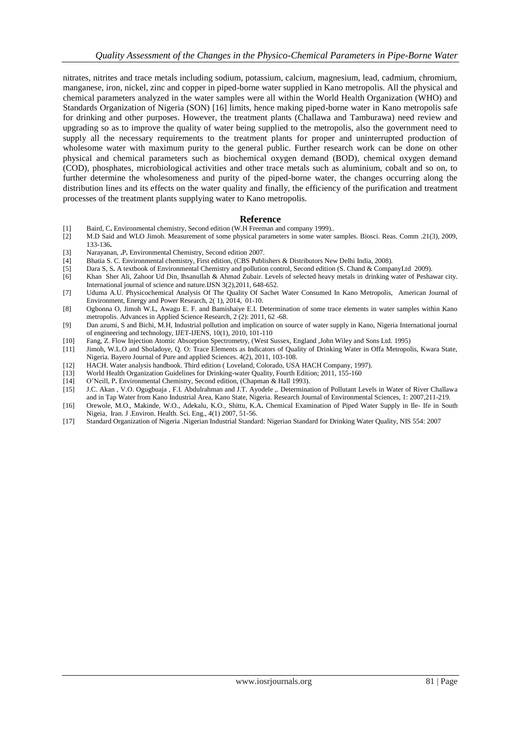nitrates, nitrites and trace metals including sodium, potassium, calcium, magnesium, lead, cadmium, chromium, manganese, iron, nickel, zinc and copper in piped-borne water supplied in Kano metropolis. All the physical and chemical parameters analyzed in the water samples were all within the World Health Organization (WHO) and Standards Organization of Nigeria (SON) [16] limits, hence making piped-borne water in Kano metropolis safe for drinking and other purposes. However, the treatment plants (Challawa and Tamburawa) need review and upgrading so as to improve the quality of water being supplied to the metropolis, also the government need to supply all the necessary requirements to the treatment plants for proper and uninterrupted production of wholesome water with maximum purity to the general public. Further research work can be done on other physical and chemical parameters such as biochemical oxygen demand (BOD), chemical oxygen demand (COD), phosphates, microbiological activities and other trace metals such as aluminium, cobalt and so on, to further determine the wholesomeness and purity of the piped-borne water, the changes occurring along the distribution lines and its effects on the water quality and finally, the efficiency of the purification and treatment processes of the treatment plants supplying water to Kano metropolis.

## Reference

[1] Baird, C**.** Environmental chemistry, Second edition (W.H Freeman and company 1999)..

[2] M.D Said and WLO Jimoh. Measurement of some physical parameters in some water samples. Biosci. Reas. Comm .21(3), 2009, 133-136**.**

[3] Narayanan, .P**.** Environmental Chemistry, Second edition 2007.

[4] Bhatia S. C. Environmental chemistry, First edition, (CBS Publishers & Distributors New Delhi India, 2008).

[5] Dara S, S**.** A textbook of Environmental Chemistry and pollution control, Second edition (S. Chand & CompanyLtd 2009).

[6] Khan Sher Ali, Zahoor Ud Din, Ihsanullah & Ahmad Zubair. Levels of selected heavy metals in drinking water of Peshawar city. International journal of science and nature.IJSN 3(2),2011, 648-652.

[7] Uduma A.U. Physicochemical Analysis Of The Quality Of Sachet Water Consumed In Kano Metropolis, American Journal of Environment, Energy and Power Research, 2( 1), 2014, 01-10.

[8] Ogbonna O, Jimoh W.L, Awagu E. F. and Bamishaiye E.I. Determination of some trace elements in water samples within Kano metropolis. Advances in Applied Science Research, 2 (2): 2011, 62 -68.

[9] Dan azumi, S and Bichi, M.H, Industrial pollution and implication on source of water supply in Kano, Nigeria International journal of engineering and technology, IJET-IJENS, 10(1), 2010, 101-110

[10] Fang, Z. Flow Injection Atomic Absorption Spectrometry, (West Sussex, England ,John Wiley and Sons Ltd. 1995)

[11] Jimoh, W.L.O and Sholadoye, Q. O: Trace Elements as Indicators of Quality of Drinking Water in Offa Metropolis, Kwara State, Nigeria. Bayero Journal of Pure and applied Sciences. 4(2), 2011, 103-108.

[12] HACH. Water analysis handbook. Third edition ( Loveland, Colorado, USA HACH Company, 1997).

[13] World Health Organization Guidelines for Drinking-water Quality, Fourth Edition; 2011, 155-160

[14] O'Neill, P**.** Environmental Chemistry, Second edition, (Chapman & Hall 1993).

[15] J.C. Akan , V.O. Ogugbuaja , F.I. Abdulrahman and J.T. Ayodele ,. Determination of Pollutant Levels in Water of River Challawa and in Tap Water from Kano Industrial Area, Kano State, Nigeria. Research Journal of Environmental Sciences, 1: 2007,211-219.

[16] Orewole, M.O., Makinde, W.O., Adekalu, K.O., Shittu, K.A**.** Chemical Examination of Piped Water Supply in Ile- Ife in South Nigeia, Iran. J .Environ. Health. Sci. Eng., 4(1) 2007, 51-56.

[17] Standard Organization of Nigeria .Nigerian Industrial Standard: Nigerian Standard for Drinking Water Quality, NIS 554: 2007